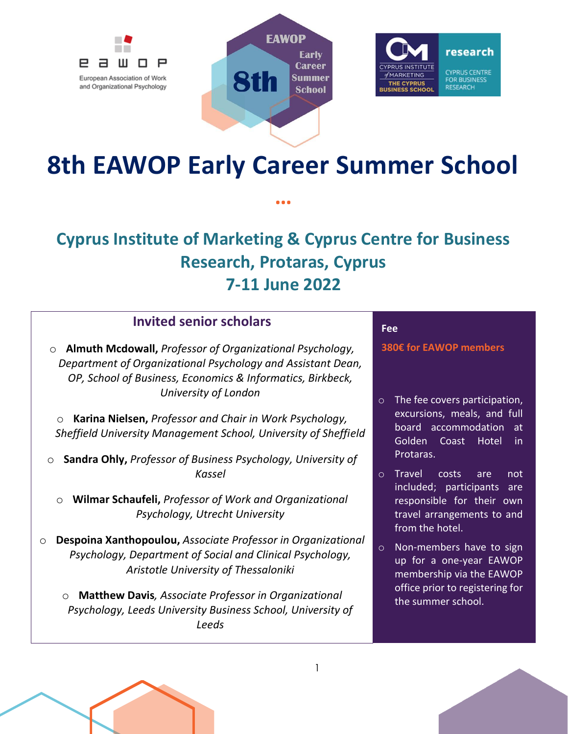# 8th EAWOP Early Career Summer School

## Cyprus Institute of Marketing & Cyprus Centre for Business Research, Protaras, Cyprus
## 7-11 June 2022

### Invited senior scholars

- **Almuth Mcdowall,** *Professor of Organizational Psychology, Department of Organizational Psychology and Assistant Dean, OP, School of Business, Economics & Informatics, Birkbeck, University of London*
- **Karina Nielsen,** *Professor and Chair in Work Psychology, Sheffield University Management School, University of Sheffield*
- **Sandra Ohly,** *Professor of Business Psychology, University of Kassel*
- **Wilmar Schaufeli,** *Professor of Work and Organizational Psychology, Utrecht University*
- **Despoina Xanthopoulou,** *Associate Professor in Organizational Psychology, Department of Social and Clinical Psychology, Aristotle University of Thessaloniki*
- **Matthew Davis***, Associate Professor in Organizational Psychology, Leeds University Business School, University of Leeds*

**Fee**

**380€ for EAWOP members**

- The fee covers participation, excursions, meals, and full board accommodation at Golden Coast Hotel in Protaras.
- Travel costs are not included; participants are responsible for their own travel arrangements to and from the hotel.
- Non-members have to sign up for a one-year EAWOP membership via the EAWOP office prior to registering for the summer school.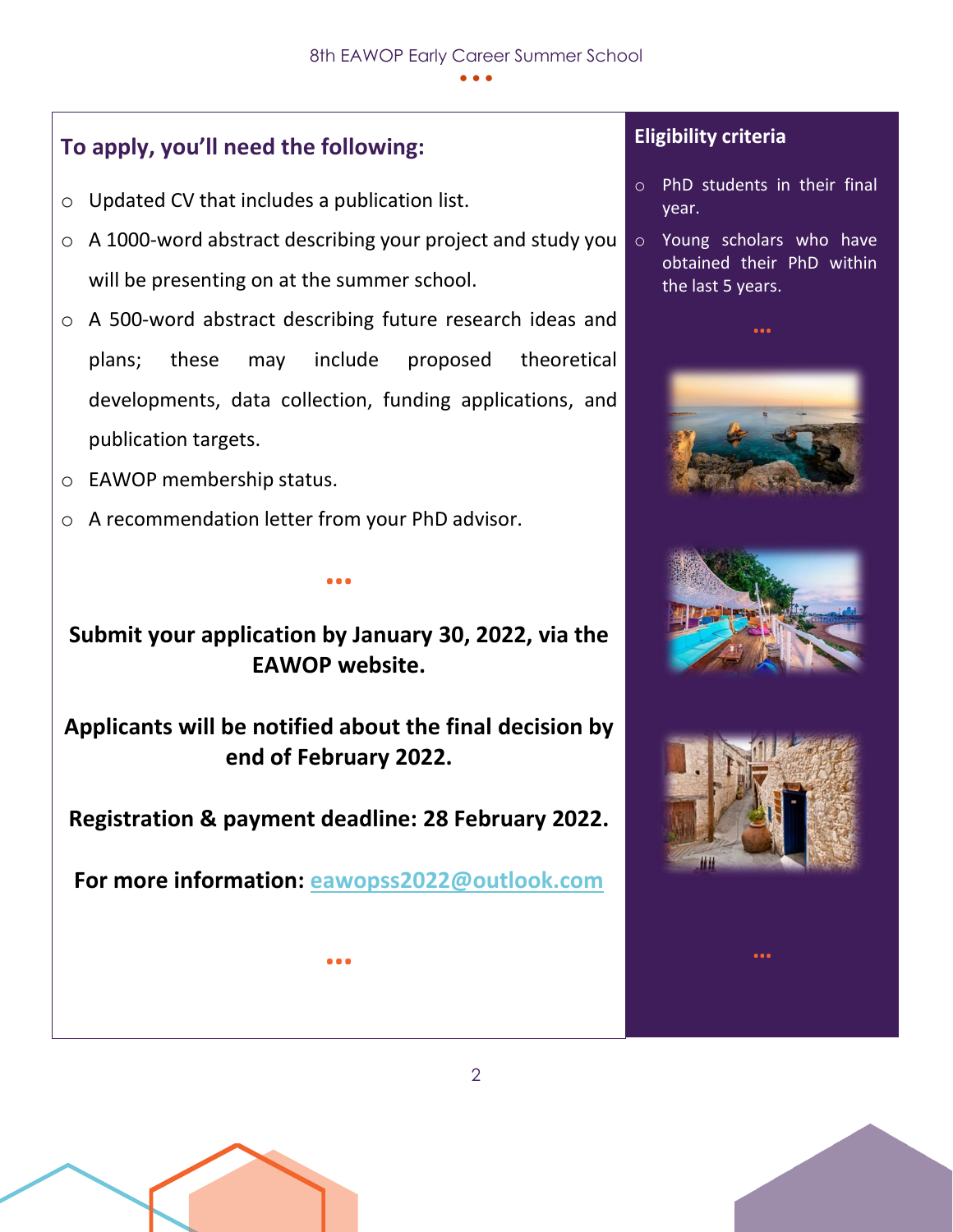## To apply, you'll need the following:

- Updated CV that includes a publication list.
- A 1000-word abstract describing your project and study you will be presenting on at the summer school.
- A 500-word abstract describing future research ideas and plans; these may include proposed theoretical developments, data collection, funding applications, and publication targets.
- EAWOP membership status.
- A recommendation letter from your PhD advisor.

**Submit your application by January 30, 2022, via the EAWOP website.**

**Applicants will be notified about the final decision by end of February 2022.**

**Registration & payment deadline: 28 February 2022.**

**For more information: eawopss2022@outlook.com**

## Eligibility criteria

- PhD students in their final year.
- Young scholars who have obtained their PhD within the last 5 years.